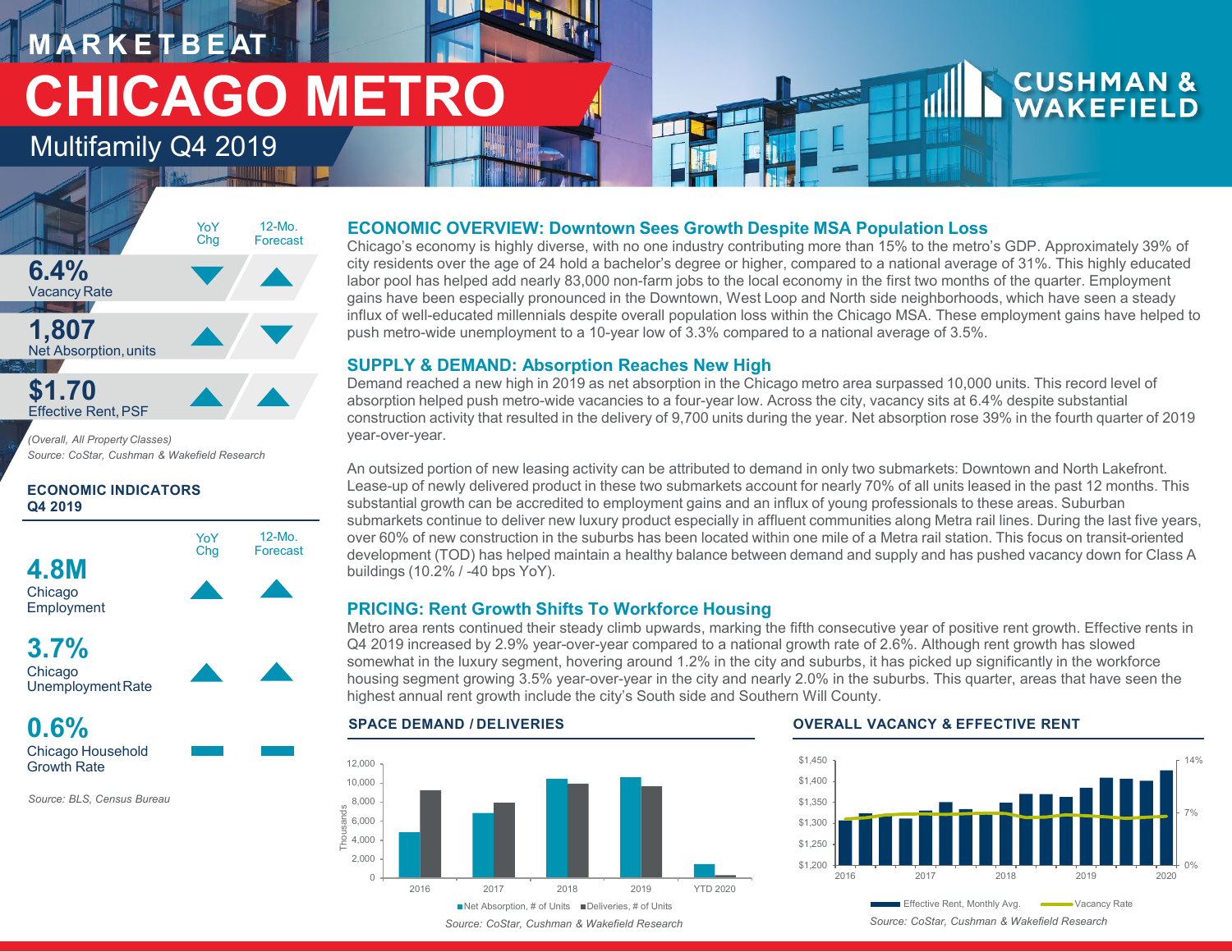# MARKETBEAT

# CHICAGO METRO

## Multifamily Q4 2019

| | YoY Chg | 12-Mo. Forecast |
|---|---|---|
| **6.4%** Vacancy Rate | ▼ | ▲ |
| **1,807** Net Absorption, units | ▲ | ▼ |
| **$1.70** Effective Rent, PSF | ▲ | ▲ |

*(Overall, All Property Classes)*
*Source: CoStar, Cushman & Wakefield Research*

### ECONOMIC INDICATORS Q4 2019

| | YoY Chg | 12-Mo. Forecast |
|---|---|---|
| **4.8M** Chicago Employment | ▲ | ▲ |
| **3.7%** Chicago Unemployment Rate | ▲ | ▲ |
| **0.6%** Chicago Household Growth Rate | — | — |

*Source: BLS, Census Bureau*

### ECONOMIC OVERVIEW: Downtown Sees Growth Despite MSA Population Loss

Chicago's economy is highly diverse, with no one industry contributing more than 15% to the metro's GDP. Approximately 39% of city residents over the age of 24 hold a bachelor's degree or higher, compared to a national average of 31%. This highly educated labor pool has helped add nearly 83,000 non-farm jobs to the local economy in the first two months of the quarter. Employment gains have been especially pronounced in the Downtown, West Loop and North side neighborhoods, which have seen a steady influx of well-educated millennials despite overall population loss within the Chicago MSA. These employment gains have helped to push metro-wide unemployment to a 10-year low of 3.3% compared to a national average of 3.5%.

### SUPPLY & DEMAND: Absorption Reaches New High

Demand reached a new high in 2019 as net absorption in the Chicago metro area surpassed 10,000 units. This record level of absorption helped push metro-wide vacancies to a four-year low. Across the city, vacancy sits at 6.4% despite substantial construction activity that resulted in the delivery of 9,700 units during the year. Net absorption rose 39% in the fourth quarter of 2019 year-over-year.

An outsized portion of new leasing activity can be attributed to demand in only two submarkets: Downtown and North Lakefront. Lease-up of newly delivered product in these two submarkets account for nearly 70% of all units leased in the past 12 months. This substantial growth can be accredited to employment gains and an influx of young professionals to these areas. Suburban submarkets continue to deliver new luxury product especially in affluent communities along Metra rail lines. During the last five years, over 60% of new construction in the suburbs has been located within one mile of a Metra rail station. This focus on transit-oriented development (TOD) has helped maintain a healthy balance between demand and supply and has pushed vacancy down for Class A buildings (10.2% / -40 bps YoY).

### PRICING: Rent Growth Shifts To Workforce Housing

Metro area rents continued their steady climb upwards, marking the fifth consecutive year of positive rent growth. Effective rents in Q4 2019 increased by 2.9% year-over-year compared to a national growth rate of 2.6%. Although rent growth has slowed somewhat in the luxury segment, hovering around 1.2% in the city and suburbs, it has picked up significantly in the workforce housing segment growing 3.5% year-over-year in the city and nearly 2.0% in the suburbs. This quarter, areas that have seen the highest annual rent growth include the city's South side and Southern Will County.

### SPACE DEMAND / DELIVERIES

Net Absorption, # of Units; Deliveries, # of Units (Thousands) — 2016, 2017, 2018, 2019, YTD 2020

*Source: CoStar, Cushman & Wakefield Research*

### OVERALL VACANCY & EFFECTIVE RENT

Effective Rent, Monthly Avg.; Vacancy Rate — 2016–2020

*Source: CoStar, Cushman & Wakefield Research*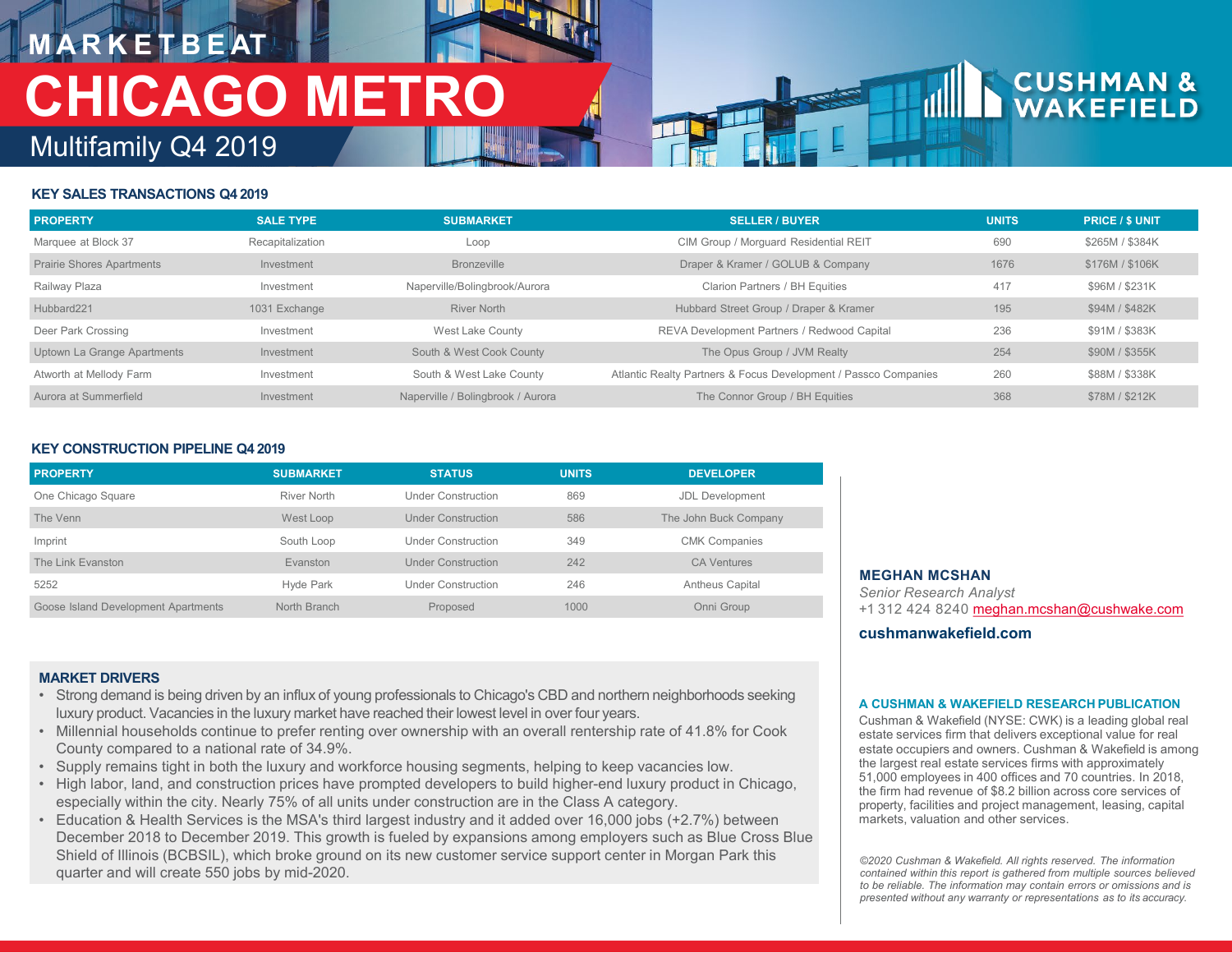# MARKETBEAT

# CHICAGO METRO

## Multifamily Q4 2019

CUSHMAN & WAKEFIELD

### KEY SALES TRANSACTIONS Q4 2019

| PROPERTY | SALE TYPE | SUBMARKET | SELLER / BUYER | UNITS | PRICE / $ UNIT |
|---|---|---|---|---|---|
| Marquee at Block 37 | Recapitalization | Loop | CIM Group / Morguard Residential REIT | 690 | $265M / $384K |
| Prairie Shores Apartments | Investment | Bronzeville | Draper & Kramer / GOLUB & Company | 1676 | $176M / $106K |
| Railway Plaza | Investment | Naperville/Bolingbrook/Aurora | Clarion Partners / BH Equities | 417 | $96M / $231K |
| Hubbard221 | 1031 Exchange | River North | Hubbard Street Group / Draper & Kramer | 195 | $94M / $482K |
| Deer Park Crossing | Investment | West Lake County | REVA Development Partners / Redwood Capital | 236 | $91M / $383K |
| Uptown La Grange Apartments | Investment | South & West Cook County | The Opus Group / JVM Realty | 254 | $90M / $355K |
| Atworth at Mellody Farm | Investment | South & West Lake County | Atlantic Realty Partners & Focus Development / Passco Companies | 260 | $88M / $338K |
| Aurora at Summerfield | Investment | Naperville / Bolingbrook / Aurora | The Connor Group / BH Equities | 368 | $78M / $212K |

### KEY CONSTRUCTION PIPELINE Q4 2019

| PROPERTY | SUBMARKET | STATUS | UNITS | DEVELOPER |
|---|---|---|---|---|
| One Chicago Square | River North | Under Construction | 869 | JDL Development |
| The Venn | West Loop | Under Construction | 586 | The John Buck Company |
| Imprint | South Loop | Under Construction | 349 | CMK Companies |
| The Link Evanston | Evanston | Under Construction | 242 | CA Ventures |
| 5252 | Hyde Park | Under Construction | 246 | Antheus Capital |
| Goose Island Development Apartments | North Branch | Proposed | 1000 | Onni Group |

### MARKET DRIVERS

- Strong demand is being driven by an influx of young professionals to Chicago's CBD and northern neighborhoods seeking luxury product. Vacancies in the luxury market have reached their lowest level in over four years.
- Millennial households continue to prefer renting over ownership with an overall rentership rate of 41.8% for Cook County compared to a national rate of 34.9%.
- Supply remains tight in both the luxury and workforce housing segments, helping to keep vacancies low.
- High labor, land, and construction prices have prompted developers to build higher-end luxury product in Chicago, especially within the city. Nearly 75% of all units under construction are in the Class A category.
- Education & Health Services is the MSA's third largest industry and it added over 16,000 jobs (+2.7%) between December 2018 to December 2019. This growth is fueled by expansions among employers such as Blue Cross Blue Shield of Illinois (BCBSIL), which broke ground on its new customer service support center in Morgan Park this quarter and will create 550 jobs by mid-2020.

**MEGHAN MCSHAN**
*Senior Research Analyst*
+1 312 424 8240 meghan.mcshan@cushwake.com

**cushmanwakefield.com**

**A CUSHMAN & WAKEFIELD RESEARCH PUBLICATION**

Cushman & Wakefield (NYSE: CWK) is a leading global real estate services firm that delivers exceptional value for real estate occupiers and owners. Cushman & Wakefield is among the largest real estate services firms with approximately 51,000 employees in 400 offices and 70 countries. In 2018, the firm had revenue of $8.2 billion across core services of property, facilities and project management, leasing, capital markets, valuation and other services.

*©2020 Cushman & Wakefield. All rights reserved. The information contained within this report is gathered from multiple sources believed to be reliable. The information may contain errors or omissions and is presented without any warranty or representations as to its accuracy.*